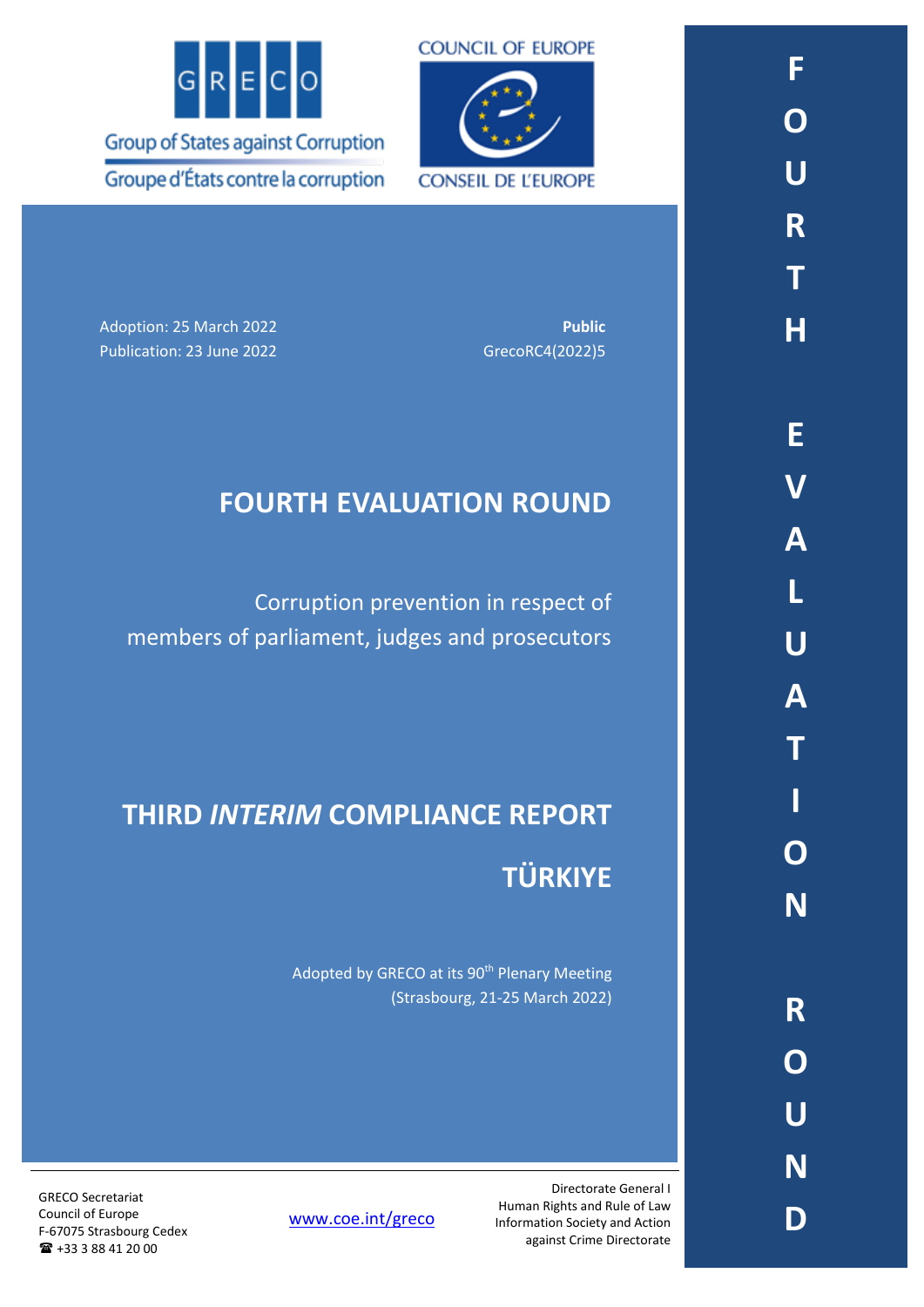GRECO

Group of States against Corruption

Groupe d'États contre la corruption

COUNCIL OF EUROPE

CONSEIL DE L'EUROPE

Adoption: 25 March 2022
Publication: 23 June 2022

**Public**
GrecoRC4(2022)5

# FOURTH EVALUATION ROUND

Corruption prevention in respect of members of parliament, judges and prosecutors

# THIRD *INTERIM* COMPLIANCE REPORT

# TÜRKIYE

Adopted by GRECO at its 90th Plenary Meeting
(Strasbourg, 21-25 March 2022)

GRECO Secretariat
Council of Europe
F-67075 Strasbourg Cedex
☎ +33 3 88 41 20 00

www.coe.int/greco

Directorate General I
Human Rights and Rule of Law
Information Society and Action against Crime Directorate

FOURTH EVALUATION ROUND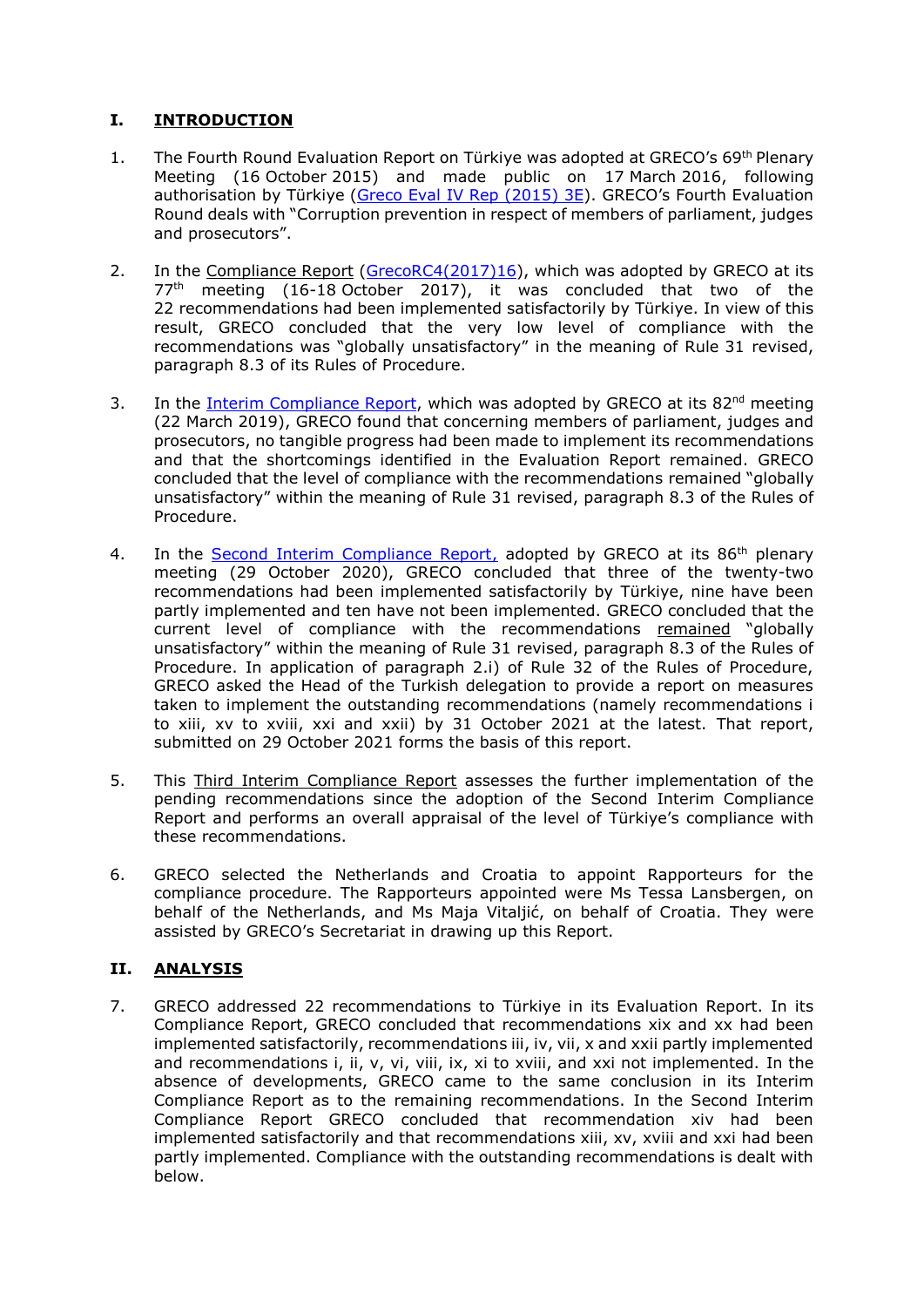## I. INTRODUCTION

1. The Fourth Round Evaluation Report on Türkiye was adopted at GRECO's 69th Plenary Meeting (16 October 2015) and made public on 17 March 2016, following authorisation by Türkiye (Greco Eval IV Rep (2015) 3E). GRECO's Fourth Evaluation Round deals with "Corruption prevention in respect of members of parliament, judges and prosecutors".

2. In the Compliance Report (GrecoRC4(2017)16), which was adopted by GRECO at its 77th meeting (16-18 October 2017), it was concluded that two of the 22 recommendations had been implemented satisfactorily by Türkiye. In view of this result, GRECO concluded that the very low level of compliance with the recommendations was "globally unsatisfactory" in the meaning of Rule 31 revised, paragraph 8.3 of its Rules of Procedure.

3. In the Interim Compliance Report, which was adopted by GRECO at its 82nd meeting (22 March 2019), GRECO found that concerning members of parliament, judges and prosecutors, no tangible progress had been made to implement its recommendations and that the shortcomings identified in the Evaluation Report remained. GRECO concluded that the level of compliance with the recommendations remained "globally unsatisfactory" within the meaning of Rule 31 revised, paragraph 8.3 of the Rules of Procedure.

4. In the Second Interim Compliance Report, adopted by GRECO at its 86th plenary meeting (29 October 2020), GRECO concluded that three of the twenty-two recommendations had been implemented satisfactorily by Türkiye, nine have been partly implemented and ten have not been implemented. GRECO concluded that the current level of compliance with the recommendations remained "globally unsatisfactory" within the meaning of Rule 31 revised, paragraph 8.3 of the Rules of Procedure. In application of paragraph 2.i) of Rule 32 of the Rules of Procedure, GRECO asked the Head of the Turkish delegation to provide a report on measures taken to implement the outstanding recommendations (namely recommendations i to xiii, xv to xviii, xxi and xxii) by 31 October 2021 at the latest. That report, submitted on 29 October 2021 forms the basis of this report.

5. This Third Interim Compliance Report assesses the further implementation of the pending recommendations since the adoption of the Second Interim Compliance Report and performs an overall appraisal of the level of Türkiye's compliance with these recommendations.

6. GRECO selected the Netherlands and Croatia to appoint Rapporteurs for the compliance procedure. The Rapporteurs appointed were Ms Tessa Lansbergen, on behalf of the Netherlands, and Ms Maja Vitaljić, on behalf of Croatia. They were assisted by GRECO's Secretariat in drawing up this Report.

## II. ANALYSIS

7. GRECO addressed 22 recommendations to Türkiye in its Evaluation Report. In its Compliance Report, GRECO concluded that recommendations xix and xx had been implemented satisfactorily, recommendations iii, iv, vii, x and xxii partly implemented and recommendations i, ii, v, vi, viii, ix, xi to xviii, and xxi not implemented. In the absence of developments, GRECO came to the same conclusion in its Interim Compliance Report as to the remaining recommendations. In the Second Interim Compliance Report GRECO concluded that recommendation xiv had been implemented satisfactorily and that recommendations xiii, xv, xviii and xxi had been partly implemented. Compliance with the outstanding recommendations is dealt with below.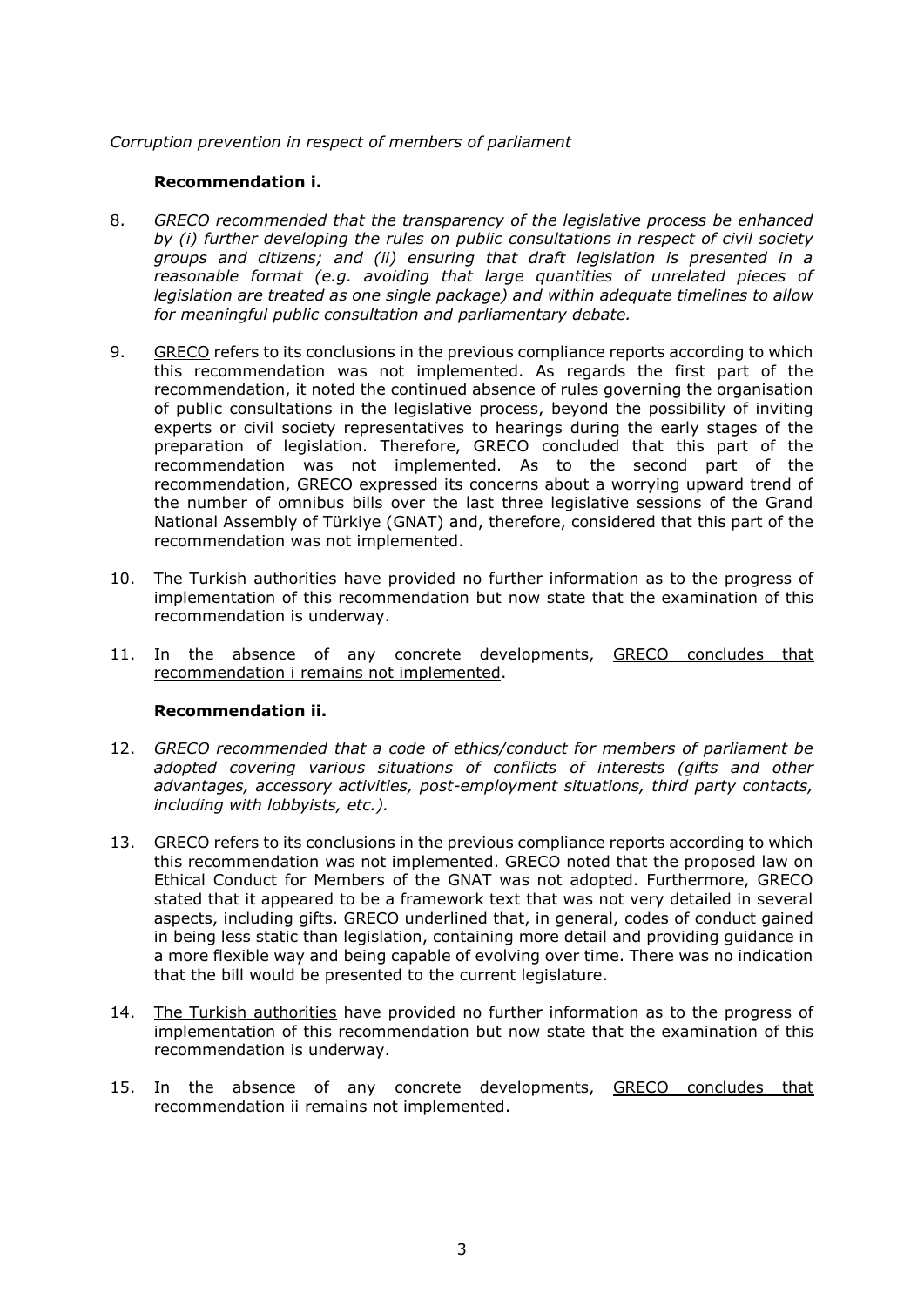*Corruption prevention in respect of members of parliament*

**Recommendation i.**

8. *GRECO recommended that the transparency of the legislative process be enhanced by (i) further developing the rules on public consultations in respect of civil society groups and citizens; and (ii) ensuring that draft legislation is presented in a reasonable format (e.g. avoiding that large quantities of unrelated pieces of legislation are treated as one single package) and within adequate timelines to allow for meaningful public consultation and parliamentary debate.*

9. GRECO refers to its conclusions in the previous compliance reports according to which this recommendation was not implemented. As regards the first part of the recommendation, it noted the continued absence of rules governing the organisation of public consultations in the legislative process, beyond the possibility of inviting experts or civil society representatives to hearings during the early stages of the preparation of legislation. Therefore, GRECO concluded that this part of the recommendation was not implemented. As to the second part of the recommendation, GRECO expressed its concerns about a worrying upward trend of the number of omnibus bills over the last three legislative sessions of the Grand National Assembly of Türkiye (GNAT) and, therefore, considered that this part of the recommendation was not implemented.

10. The Turkish authorities have provided no further information as to the progress of implementation of this recommendation but now state that the examination of this recommendation is underway.

11. In the absence of any concrete developments, GRECO concludes that recommendation i remains not implemented.

**Recommendation ii.**

12. *GRECO recommended that a code of ethics/conduct for members of parliament be adopted covering various situations of conflicts of interests (gifts and other advantages, accessory activities, post-employment situations, third party contacts, including with lobbyists, etc.).*

13. GRECO refers to its conclusions in the previous compliance reports according to which this recommendation was not implemented. GRECO noted that the proposed law on Ethical Conduct for Members of the GNAT was not adopted. Furthermore, GRECO stated that it appeared to be a framework text that was not very detailed in several aspects, including gifts. GRECO underlined that, in general, codes of conduct gained in being less static than legislation, containing more detail and providing guidance in a more flexible way and being capable of evolving over time. There was no indication that the bill would be presented to the current legislature.

14. The Turkish authorities have provided no further information as to the progress of implementation of this recommendation but now state that the examination of this recommendation is underway.

15. In the absence of any concrete developments, GRECO concludes that recommendation ii remains not implemented.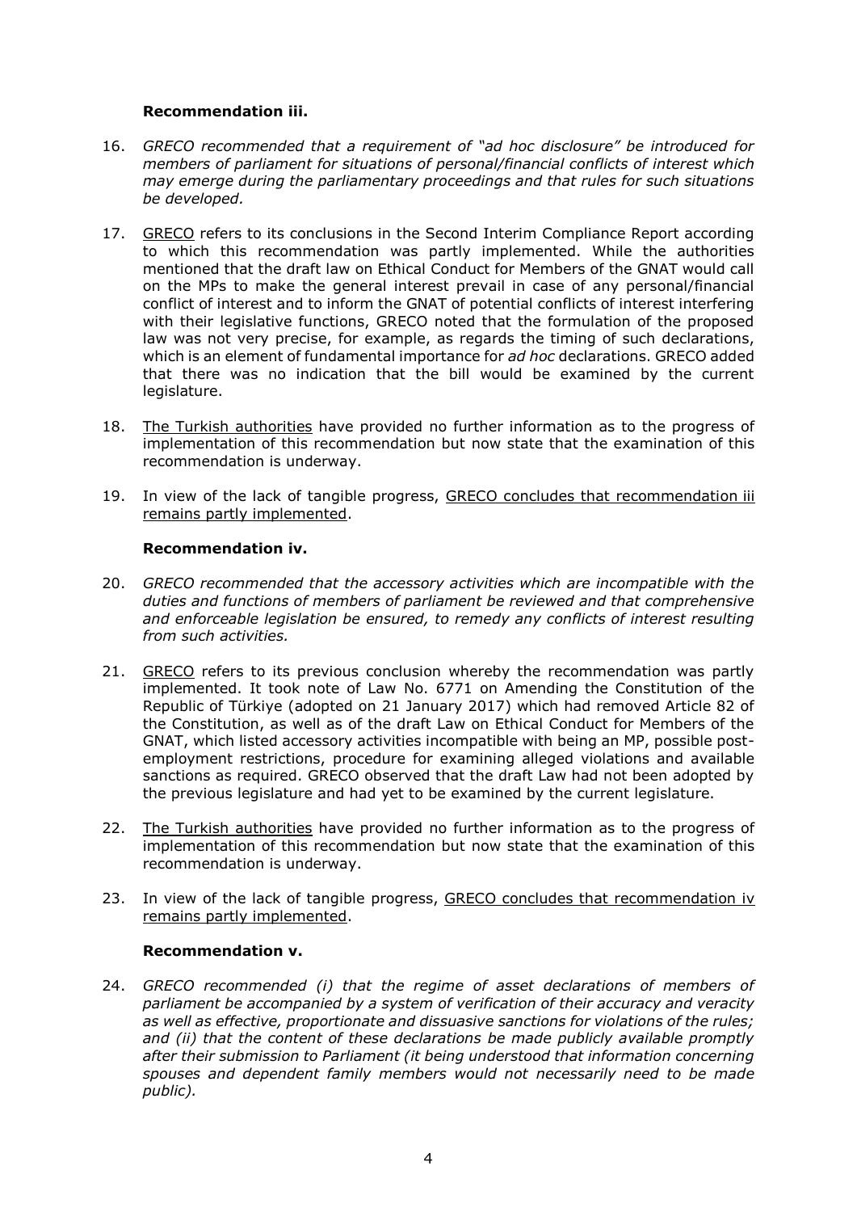### Recommendation iii.

16. *GRECO recommended that a requirement of "ad hoc disclosure" be introduced for members of parliament for situations of personal/financial conflicts of interest which may emerge during the parliamentary proceedings and that rules for such situations be developed.*

17. GRECO refers to its conclusions in the Second Interim Compliance Report according to which this recommendation was partly implemented. While the authorities mentioned that the draft law on Ethical Conduct for Members of the GNAT would call on the MPs to make the general interest prevail in case of any personal/financial conflict of interest and to inform the GNAT of potential conflicts of interest interfering with their legislative functions, GRECO noted that the formulation of the proposed law was not very precise, for example, as regards the timing of such declarations, which is an element of fundamental importance for *ad hoc* declarations. GRECO added that there was no indication that the bill would be examined by the current legislature.

18. The Turkish authorities have provided no further information as to the progress of implementation of this recommendation but now state that the examination of this recommendation is underway.

19. In view of the lack of tangible progress, GRECO concludes that recommendation iii remains partly implemented.

### Recommendation iv.

20. *GRECO recommended that the accessory activities which are incompatible with the duties and functions of members of parliament be reviewed and that comprehensive and enforceable legislation be ensured, to remedy any conflicts of interest resulting from such activities.*

21. GRECO refers to its previous conclusion whereby the recommendation was partly implemented. It took note of Law No. 6771 on Amending the Constitution of the Republic of Türkiye (adopted on 21 January 2017) which had removed Article 82 of the Constitution, as well as of the draft Law on Ethical Conduct for Members of the GNAT, which listed accessory activities incompatible with being an MP, possible post-employment restrictions, procedure for examining alleged violations and available sanctions as required. GRECO observed that the draft Law had not been adopted by the previous legislature and had yet to be examined by the current legislature.

22. The Turkish authorities have provided no further information as to the progress of implementation of this recommendation but now state that the examination of this recommendation is underway.

23. In view of the lack of tangible progress, GRECO concludes that recommendation iv remains partly implemented.

### Recommendation v.

24. *GRECO recommended (i) that the regime of asset declarations of members of parliament be accompanied by a system of verification of their accuracy and veracity as well as effective, proportionate and dissuasive sanctions for violations of the rules; and (ii) that the content of these declarations be made publicly available promptly after their submission to Parliament (it being understood that information concerning spouses and dependent family members would not necessarily need to be made public).*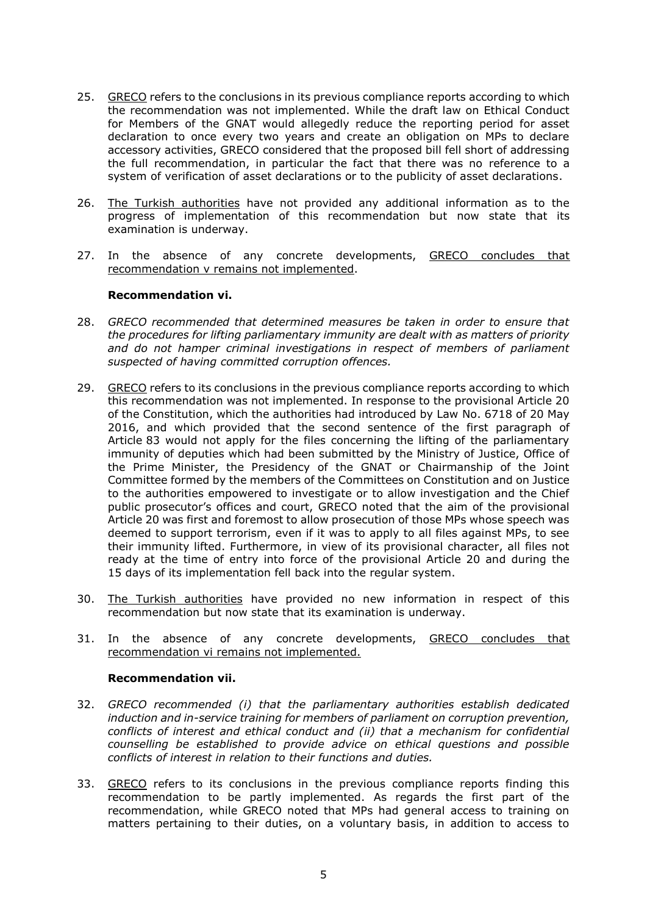25. GRECO refers to the conclusions in its previous compliance reports according to which the recommendation was not implemented. While the draft law on Ethical Conduct for Members of the GNAT would allegedly reduce the reporting period for asset declaration to once every two years and create an obligation on MPs to declare accessory activities, GRECO considered that the proposed bill fell short of addressing the full recommendation, in particular the fact that there was no reference to a system of verification of asset declarations or to the publicity of asset declarations.

26. The Turkish authorities have not provided any additional information as to the progress of implementation of this recommendation but now state that its examination is underway.

27. In the absence of any concrete developments, GRECO concludes that recommendation v remains not implemented.

**Recommendation vi.**

28. *GRECO recommended that determined measures be taken in order to ensure that the procedures for lifting parliamentary immunity are dealt with as matters of priority and do not hamper criminal investigations in respect of members of parliament suspected of having committed corruption offences.*

29. GRECO refers to its conclusions in the previous compliance reports according to which this recommendation was not implemented. In response to the provisional Article 20 of the Constitution, which the authorities had introduced by Law No. 6718 of 20 May 2016, and which provided that the second sentence of the first paragraph of Article 83 would not apply for the files concerning the lifting of the parliamentary immunity of deputies which had been submitted by the Ministry of Justice, Office of the Prime Minister, the Presidency of the GNAT or Chairmanship of the Joint Committee formed by the members of the Committees on Constitution and on Justice to the authorities empowered to investigate or to allow investigation and the Chief public prosecutor's offices and court, GRECO noted that the aim of the provisional Article 20 was first and foremost to allow prosecution of those MPs whose speech was deemed to support terrorism, even if it was to apply to all files against MPs, to see their immunity lifted. Furthermore, in view of its provisional character, all files not ready at the time of entry into force of the provisional Article 20 and during the 15 days of its implementation fell back into the regular system.

30. The Turkish authorities have provided no new information in respect of this recommendation but now state that its examination is underway.

31. In the absence of any concrete developments, GRECO concludes that recommendation vi remains not implemented.

**Recommendation vii.**

32. *GRECO recommended (i) that the parliamentary authorities establish dedicated induction and in-service training for members of parliament on corruption prevention, conflicts of interest and ethical conduct and (ii) that a mechanism for confidential counselling be established to provide advice on ethical questions and possible conflicts of interest in relation to their functions and duties.*

33. GRECO refers to its conclusions in the previous compliance reports finding this recommendation to be partly implemented. As regards the first part of the recommendation, while GRECO noted that MPs had general access to training on matters pertaining to their duties, on a voluntary basis, in addition to access to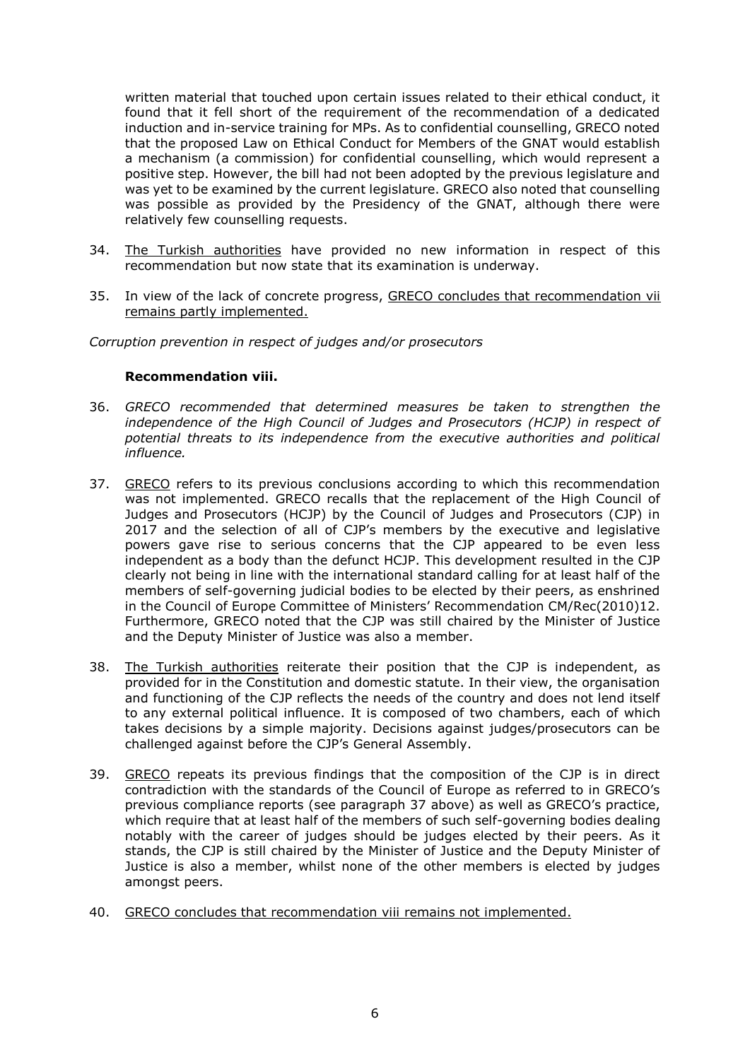written material that touched upon certain issues related to their ethical conduct, it found that it fell short of the requirement of the recommendation of a dedicated induction and in-service training for MPs. As to confidential counselling, GRECO noted that the proposed Law on Ethical Conduct for Members of the GNAT would establish a mechanism (a commission) for confidential counselling, which would represent a positive step. However, the bill had not been adopted by the previous legislature and was yet to be examined by the current legislature. GRECO also noted that counselling was possible as provided by the Presidency of the GNAT, although there were relatively few counselling requests.

34. The Turkish authorities have provided no new information in respect of this recommendation but now state that its examination is underway.

35. In view of the lack of concrete progress, GRECO concludes that recommendation vii remains partly implemented.

*Corruption prevention in respect of judges and/or prosecutors*

**Recommendation viii.**

36. *GRECO recommended that determined measures be taken to strengthen the independence of the High Council of Judges and Prosecutors (HCJP) in respect of potential threats to its independence from the executive authorities and political influence.*

37. GRECO refers to its previous conclusions according to which this recommendation was not implemented. GRECO recalls that the replacement of the High Council of Judges and Prosecutors (HCJP) by the Council of Judges and Prosecutors (CJP) in 2017 and the selection of all of CJP's members by the executive and legislative powers gave rise to serious concerns that the CJP appeared to be even less independent as a body than the defunct HCJP. This development resulted in the CJP clearly not being in line with the international standard calling for at least half of the members of self-governing judicial bodies to be elected by their peers, as enshrined in the Council of Europe Committee of Ministers' Recommendation CM/Rec(2010)12. Furthermore, GRECO noted that the CJP was still chaired by the Minister of Justice and the Deputy Minister of Justice was also a member.

38. The Turkish authorities reiterate their position that the CJP is independent, as provided for in the Constitution and domestic statute. In their view, the organisation and functioning of the CJP reflects the needs of the country and does not lend itself to any external political influence. It is composed of two chambers, each of which takes decisions by a simple majority. Decisions against judges/prosecutors can be challenged against before the CJP's General Assembly.

39. GRECO repeats its previous findings that the composition of the CJP is in direct contradiction with the standards of the Council of Europe as referred to in GRECO's previous compliance reports (see paragraph 37 above) as well as GRECO's practice, which require that at least half of the members of such self-governing bodies dealing notably with the career of judges should be judges elected by their peers. As it stands, the CJP is still chaired by the Minister of Justice and the Deputy Minister of Justice is also a member, whilst none of the other members is elected by judges amongst peers.

40. GRECO concludes that recommendation viii remains not implemented.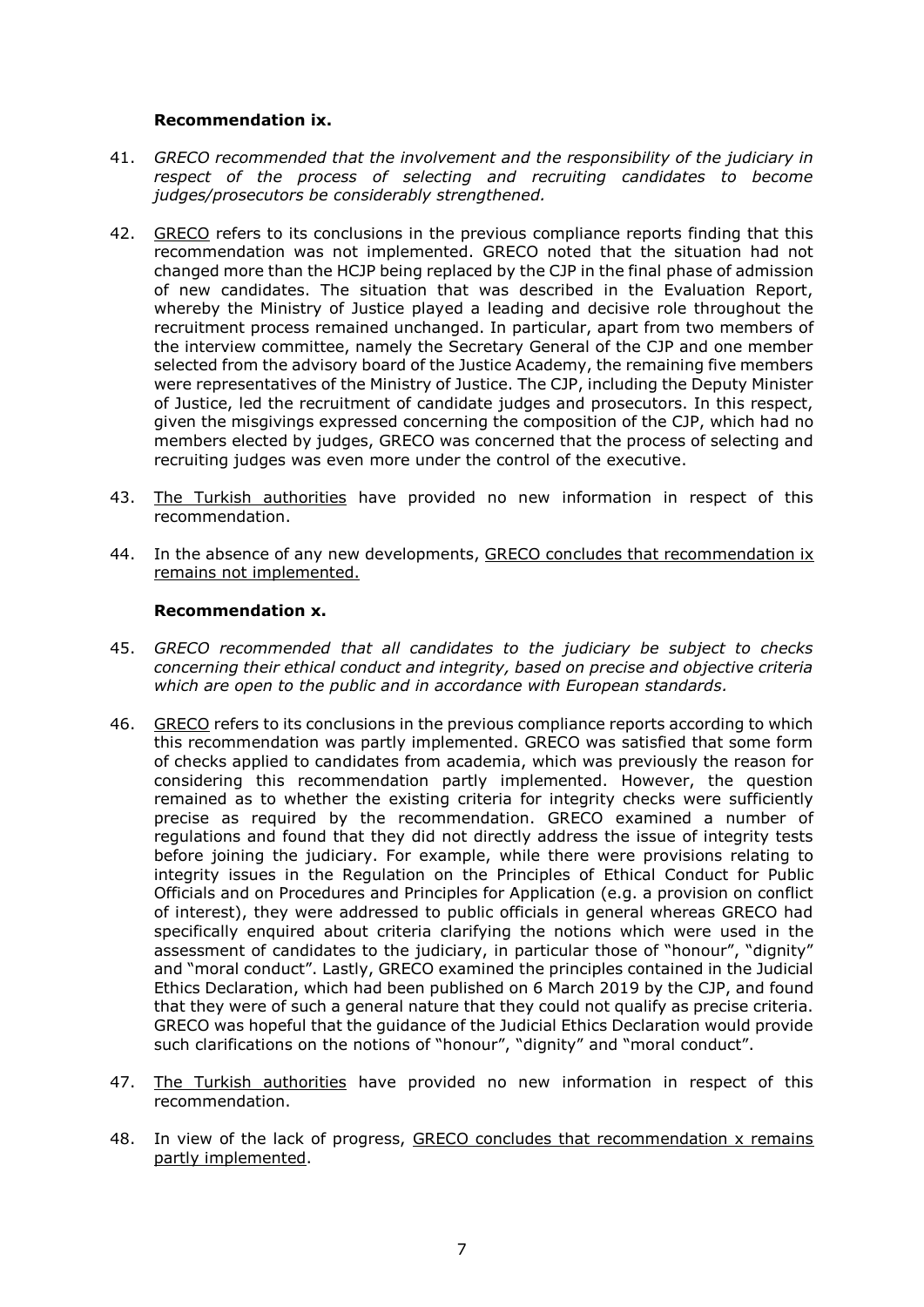**Recommendation ix.**

41. *GRECO recommended that the involvement and the responsibility of the judiciary in respect of the process of selecting and recruiting candidates to become judges/prosecutors be considerably strengthened.*

42. GRECO refers to its conclusions in the previous compliance reports finding that this recommendation was not implemented. GRECO noted that the situation had not changed more than the HCJP being replaced by the CJP in the final phase of admission of new candidates. The situation that was described in the Evaluation Report, whereby the Ministry of Justice played a leading and decisive role throughout the recruitment process remained unchanged. In particular, apart from two members of the interview committee, namely the Secretary General of the CJP and one member selected from the advisory board of the Justice Academy, the remaining five members were representatives of the Ministry of Justice. The CJP, including the Deputy Minister of Justice, led the recruitment of candidate judges and prosecutors. In this respect, given the misgivings expressed concerning the composition of the CJP, which had no members elected by judges, GRECO was concerned that the process of selecting and recruiting judges was even more under the control of the executive.

43. The Turkish authorities have provided no new information in respect of this recommendation.

44. In the absence of any new developments, GRECO concludes that recommendation ix remains not implemented.

**Recommendation x.**

45. *GRECO recommended that all candidates to the judiciary be subject to checks concerning their ethical conduct and integrity, based on precise and objective criteria which are open to the public and in accordance with European standards.*

46. GRECO refers to its conclusions in the previous compliance reports according to which this recommendation was partly implemented. GRECO was satisfied that some form of checks applied to candidates from academia, which was previously the reason for considering this recommendation partly implemented. However, the question remained as to whether the existing criteria for integrity checks were sufficiently precise as required by the recommendation. GRECO examined a number of regulations and found that they did not directly address the issue of integrity tests before joining the judiciary. For example, while there were provisions relating to integrity issues in the Regulation on the Principles of Ethical Conduct for Public Officials and on Procedures and Principles for Application (e.g. a provision on conflict of interest), they were addressed to public officials in general whereas GRECO had specifically enquired about criteria clarifying the notions which were used in the assessment of candidates to the judiciary, in particular those of "honour", "dignity" and "moral conduct". Lastly, GRECO examined the principles contained in the Judicial Ethics Declaration, which had been published on 6 March 2019 by the CJP, and found that they were of such a general nature that they could not qualify as precise criteria. GRECO was hopeful that the guidance of the Judicial Ethics Declaration would provide such clarifications on the notions of "honour", "dignity" and "moral conduct".

47. The Turkish authorities have provided no new information in respect of this recommendation.

48. In view of the lack of progress, GRECO concludes that recommendation x remains partly implemented.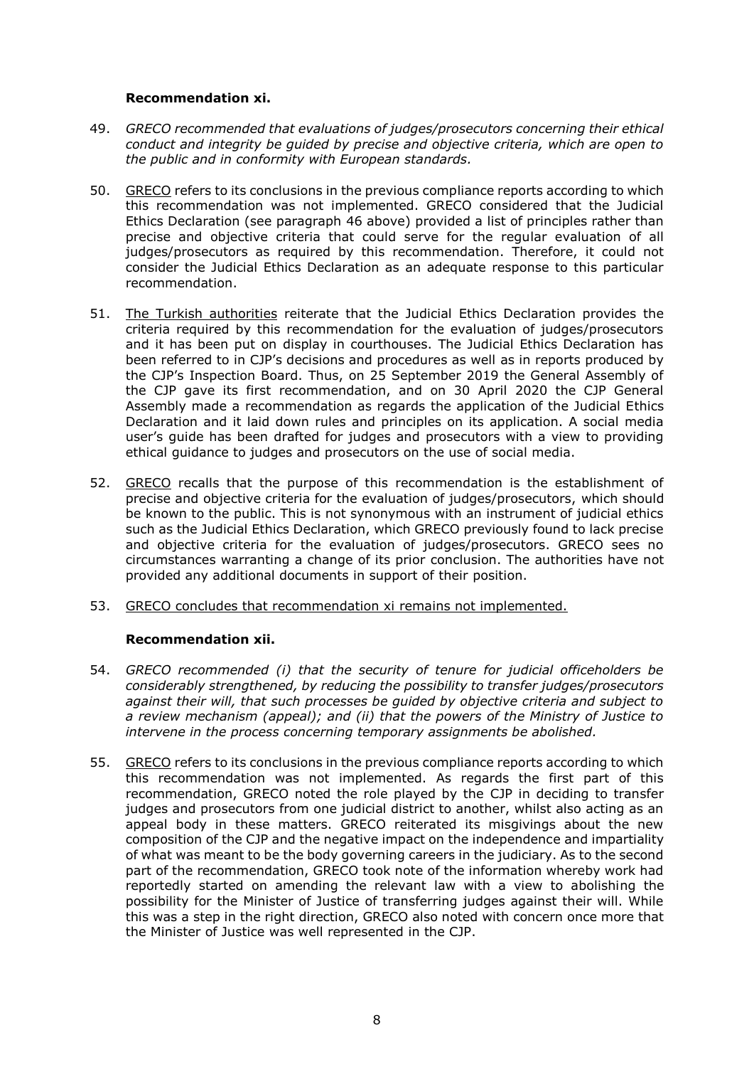**Recommendation xi.**

49. *GRECO recommended that evaluations of judges/prosecutors concerning their ethical conduct and integrity be guided by precise and objective criteria, which are open to the public and in conformity with European standards.*

50. GRECO refers to its conclusions in the previous compliance reports according to which this recommendation was not implemented. GRECO considered that the Judicial Ethics Declaration (see paragraph 46 above) provided a list of principles rather than precise and objective criteria that could serve for the regular evaluation of all judges/prosecutors as required by this recommendation. Therefore, it could not consider the Judicial Ethics Declaration as an adequate response to this particular recommendation.

51. The Turkish authorities reiterate that the Judicial Ethics Declaration provides the criteria required by this recommendation for the evaluation of judges/prosecutors and it has been put on display in courthouses. The Judicial Ethics Declaration has been referred to in CJP's decisions and procedures as well as in reports produced by the CJP's Inspection Board. Thus, on 25 September 2019 the General Assembly of the CJP gave its first recommendation, and on 30 April 2020 the CJP General Assembly made a recommendation as regards the application of the Judicial Ethics Declaration and it laid down rules and principles on its application. A social media user's guide has been drafted for judges and prosecutors with a view to providing ethical guidance to judges and prosecutors on the use of social media.

52. GRECO recalls that the purpose of this recommendation is the establishment of precise and objective criteria for the evaluation of judges/prosecutors, which should be known to the public. This is not synonymous with an instrument of judicial ethics such as the Judicial Ethics Declaration, which GRECO previously found to lack precise and objective criteria for the evaluation of judges/prosecutors. GRECO sees no circumstances warranting a change of its prior conclusion. The authorities have not provided any additional documents in support of their position.

53. GRECO concludes that recommendation xi remains not implemented.

**Recommendation xii.**

54. *GRECO recommended (i) that the security of tenure for judicial officeholders be considerably strengthened, by reducing the possibility to transfer judges/prosecutors against their will, that such processes be guided by objective criteria and subject to a review mechanism (appeal); and (ii) that the powers of the Ministry of Justice to intervene in the process concerning temporary assignments be abolished.*

55. GRECO refers to its conclusions in the previous compliance reports according to which this recommendation was not implemented. As regards the first part of this recommendation, GRECO noted the role played by the CJP in deciding to transfer judges and prosecutors from one judicial district to another, whilst also acting as an appeal body in these matters. GRECO reiterated its misgivings about the new composition of the CJP and the negative impact on the independence and impartiality of what was meant to be the body governing careers in the judiciary. As to the second part of the recommendation, GRECO took note of the information whereby work had reportedly started on amending the relevant law with a view to abolishing the possibility for the Minister of Justice of transferring judges against their will. While this was a step in the right direction, GRECO also noted with concern once more that the Minister of Justice was well represented in the CJP.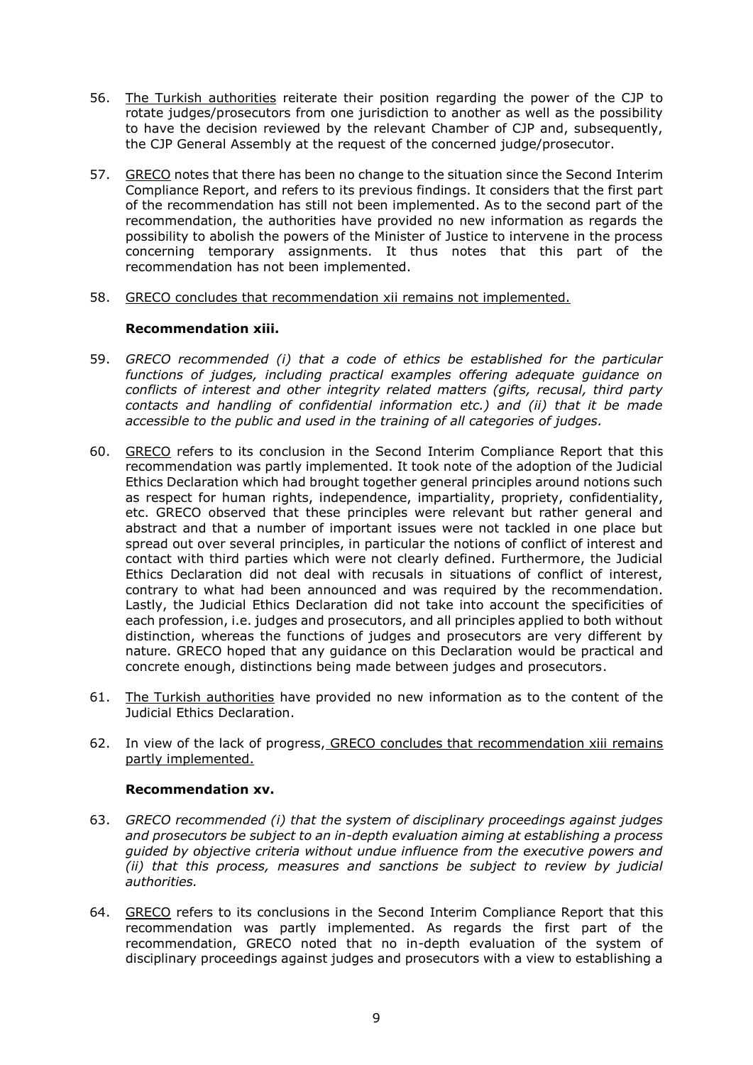56. <u>The Turkish authorities</u> reiterate their position regarding the power of the CJP to rotate judges/prosecutors from one jurisdiction to another as well as the possibility to have the decision reviewed by the relevant Chamber of CJP and, subsequently, the CJP General Assembly at the request of the concerned judge/prosecutor.

57. <u>GRECO</u> notes that there has been no change to the situation since the Second Interim Compliance Report, and refers to its previous findings. It considers that the first part of the recommendation has still not been implemented. As to the second part of the recommendation, the authorities have provided no new information as regards the possibility to abolish the powers of the Minister of Justice to intervene in the process concerning temporary assignments. It thus notes that this part of the recommendation has not been implemented.

58. <u>GRECO concludes that recommendation xii remains not implemented.</u>

**Recommendation xiii.**

59. *GRECO recommended (i) that a code of ethics be established for the particular functions of judges, including practical examples offering adequate guidance on conflicts of interest and other integrity related matters (gifts, recusal, third party contacts and handling of confidential information etc.) and (ii) that it be made accessible to the public and used in the training of all categories of judges.*

60. <u>GRECO</u> refers to its conclusion in the Second Interim Compliance Report that this recommendation was partly implemented. It took note of the adoption of the Judicial Ethics Declaration which had brought together general principles around notions such as respect for human rights, independence, impartiality, propriety, confidentiality, etc. GRECO observed that these principles were relevant but rather general and abstract and that a number of important issues were not tackled in one place but spread out over several principles, in particular the notions of conflict of interest and contact with third parties which were not clearly defined. Furthermore, the Judicial Ethics Declaration did not deal with recusals in situations of conflict of interest, contrary to what had been announced and was required by the recommendation. Lastly, the Judicial Ethics Declaration did not take into account the specificities of each profession, i.e. judges and prosecutors, and all principles applied to both without distinction, whereas the functions of judges and prosecutors are very different by nature. GRECO hoped that any guidance on this Declaration would be practical and concrete enough, distinctions being made between judges and prosecutors.

61. <u>The Turkish authorities</u> have provided no new information as to the content of the Judicial Ethics Declaration.

62. In view of the lack of progress, <u>GRECO concludes that recommendation xiii remains partly implemented.</u>

**Recommendation xv.**

63. *GRECO recommended (i) that the system of disciplinary proceedings against judges and prosecutors be subject to an in-depth evaluation aiming at establishing a process guided by objective criteria without undue influence from the executive powers and (ii) that this process, measures and sanctions be subject to review by judicial authorities.*

64. <u>GRECO</u> refers to its conclusions in the Second Interim Compliance Report that this recommendation was partly implemented. As regards the first part of the recommendation, GRECO noted that no in-depth evaluation of the system of disciplinary proceedings against judges and prosecutors with a view to establishing a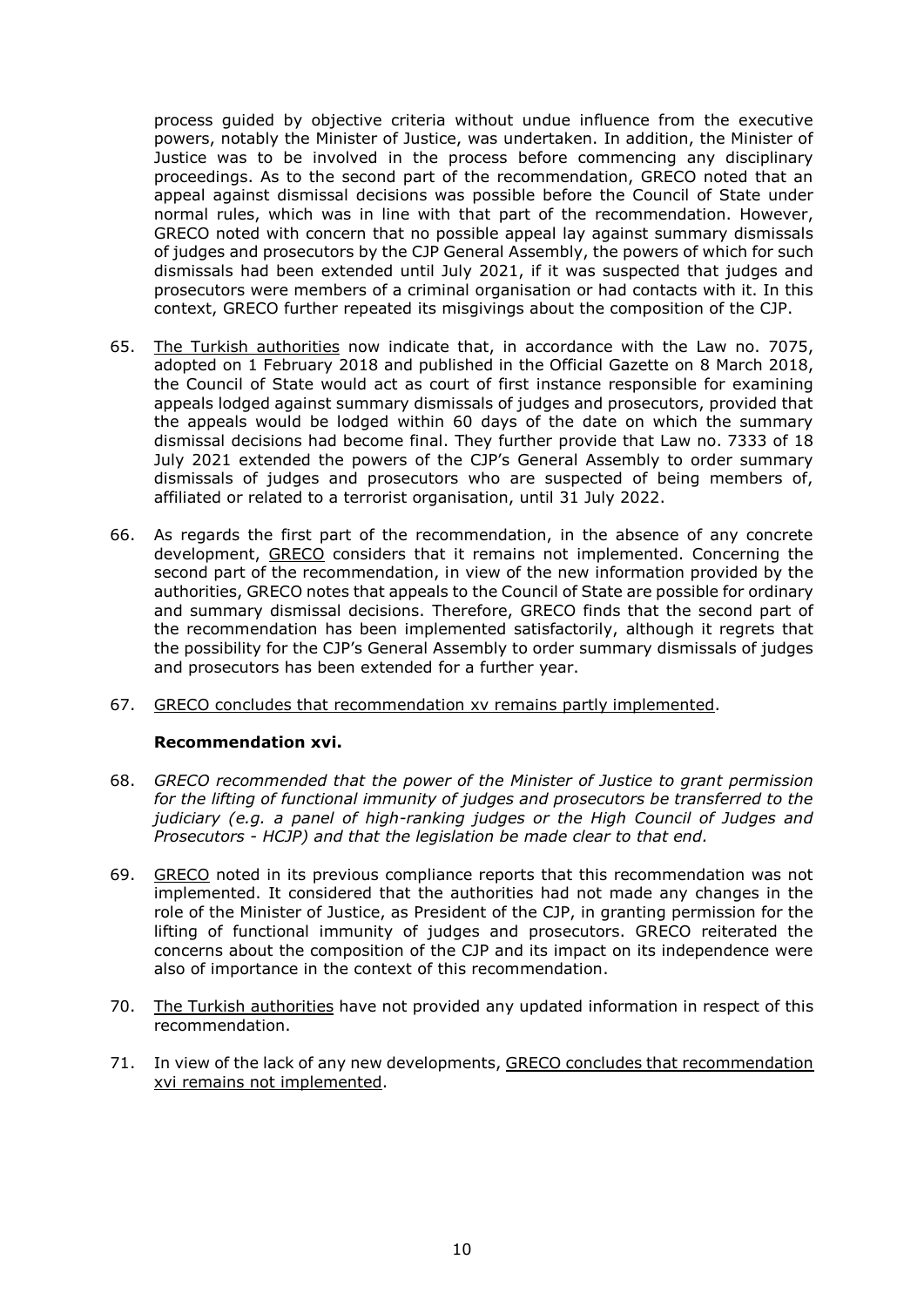process guided by objective criteria without undue influence from the executive powers, notably the Minister of Justice, was undertaken. In addition, the Minister of Justice was to be involved in the process before commencing any disciplinary proceedings. As to the second part of the recommendation, GRECO noted that an appeal against dismissal decisions was possible before the Council of State under normal rules, which was in line with that part of the recommendation. However, GRECO noted with concern that no possible appeal lay against summary dismissals of judges and prosecutors by the CJP General Assembly, the powers of which for such dismissals had been extended until July 2021, if it was suspected that judges and prosecutors were members of a criminal organisation or had contacts with it. In this context, GRECO further repeated its misgivings about the composition of the CJP.

65. The Turkish authorities now indicate that, in accordance with the Law no. 7075, adopted on 1 February 2018 and published in the Official Gazette on 8 March 2018, the Council of State would act as court of first instance responsible for examining appeals lodged against summary dismissals of judges and prosecutors, provided that the appeals would be lodged within 60 days of the date on which the summary dismissal decisions had become final. They further provide that Law no. 7333 of 18 July 2021 extended the powers of the CJP's General Assembly to order summary dismissals of judges and prosecutors who are suspected of being members of, affiliated or related to a terrorist organisation, until 31 July 2022.

66. As regards the first part of the recommendation, in the absence of any concrete development, GRECO considers that it remains not implemented. Concerning the second part of the recommendation, in view of the new information provided by the authorities, GRECO notes that appeals to the Council of State are possible for ordinary and summary dismissal decisions. Therefore, GRECO finds that the second part of the recommendation has been implemented satisfactorily, although it regrets that the possibility for the CJP's General Assembly to order summary dismissals of judges and prosecutors has been extended for a further year.

67. GRECO concludes that recommendation xv remains partly implemented.

**Recommendation xvi.**

68. *GRECO recommended that the power of the Minister of Justice to grant permission for the lifting of functional immunity of judges and prosecutors be transferred to the judiciary (e.g. a panel of high-ranking judges or the High Council of Judges and Prosecutors - HCJP) and that the legislation be made clear to that end.*

69. GRECO noted in its previous compliance reports that this recommendation was not implemented. It considered that the authorities had not made any changes in the role of the Minister of Justice, as President of the CJP, in granting permission for the lifting of functional immunity of judges and prosecutors. GRECO reiterated the concerns about the composition of the CJP and its impact on its independence were also of importance in the context of this recommendation.

70. The Turkish authorities have not provided any updated information in respect of this recommendation.

71. In view of the lack of any new developments, GRECO concludes that recommendation xvi remains not implemented.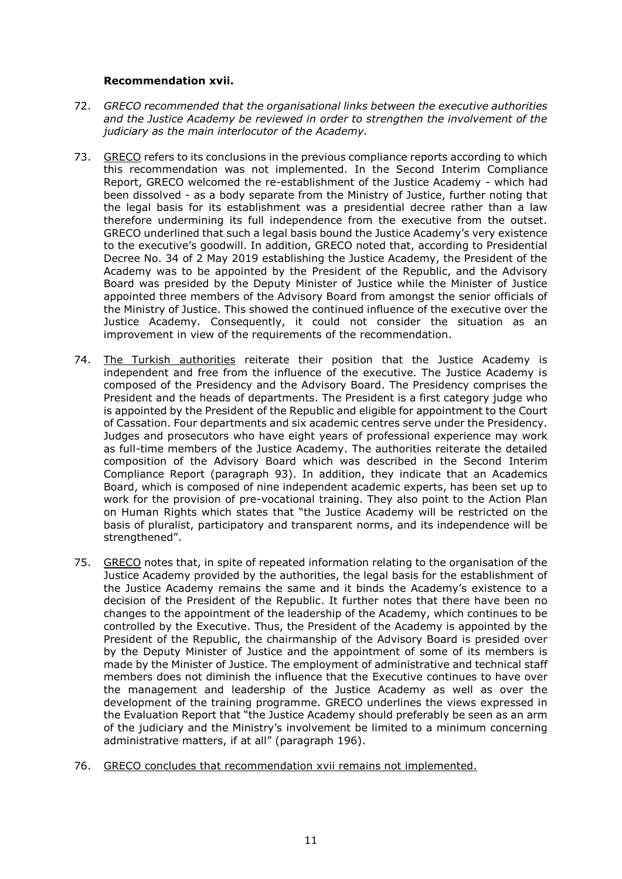**Recommendation xvii.**

72. *GRECO recommended that the organisational links between the executive authorities and the Justice Academy be reviewed in order to strengthen the involvement of the judiciary as the main interlocutor of the Academy.*

73. GRECO refers to its conclusions in the previous compliance reports according to which this recommendation was not implemented. In the Second Interim Compliance Report, GRECO welcomed the re-establishment of the Justice Academy - which had been dissolved - as a body separate from the Ministry of Justice, further noting that the legal basis for its establishment was a presidential decree rather than a law therefore undermining its full independence from the executive from the outset. GRECO underlined that such a legal basis bound the Justice Academy's very existence to the executive's goodwill. In addition, GRECO noted that, according to Presidential Decree No. 34 of 2 May 2019 establishing the Justice Academy, the President of the Academy was to be appointed by the President of the Republic, and the Advisory Board was presided by the Deputy Minister of Justice while the Minister of Justice appointed three members of the Advisory Board from amongst the senior officials of the Ministry of Justice. This showed the continued influence of the executive over the Justice Academy. Consequently, it could not consider the situation as an improvement in view of the requirements of the recommendation.

74. The Turkish authorities reiterate their position that the Justice Academy is independent and free from the influence of the executive. The Justice Academy is composed of the Presidency and the Advisory Board. The Presidency comprises the President and the heads of departments. The President is a first category judge who is appointed by the President of the Republic and eligible for appointment to the Court of Cassation. Four departments and six academic centres serve under the Presidency. Judges and prosecutors who have eight years of professional experience may work as full-time members of the Justice Academy. The authorities reiterate the detailed composition of the Advisory Board which was described in the Second Interim Compliance Report (paragraph 93). In addition, they indicate that an Academics Board, which is composed of nine independent academic experts, has been set up to work for the provision of pre-vocational training. They also point to the Action Plan on Human Rights which states that "the Justice Academy will be restricted on the basis of pluralist, participatory and transparent norms, and its independence will be strengthened".

75. GRECO notes that, in spite of repeated information relating to the organisation of the Justice Academy provided by the authorities, the legal basis for the establishment of the Justice Academy remains the same and it binds the Academy's existence to a decision of the President of the Republic. It further notes that there have been no changes to the appointment of the leadership of the Academy, which continues to be controlled by the Executive. Thus, the President of the Academy is appointed by the President of the Republic, the chairmanship of the Advisory Board is presided over by the Deputy Minister of Justice and the appointment of some of its members is made by the Minister of Justice. The employment of administrative and technical staff members does not diminish the influence that the Executive continues to have over the management and leadership of the Justice Academy as well as over the development of the training programme. GRECO underlines the views expressed in the Evaluation Report that "the Justice Academy should preferably be seen as an arm of the judiciary and the Ministry's involvement be limited to a minimum concerning administrative matters, if at all" (paragraph 196).

76. GRECO concludes that recommendation xvii remains not implemented.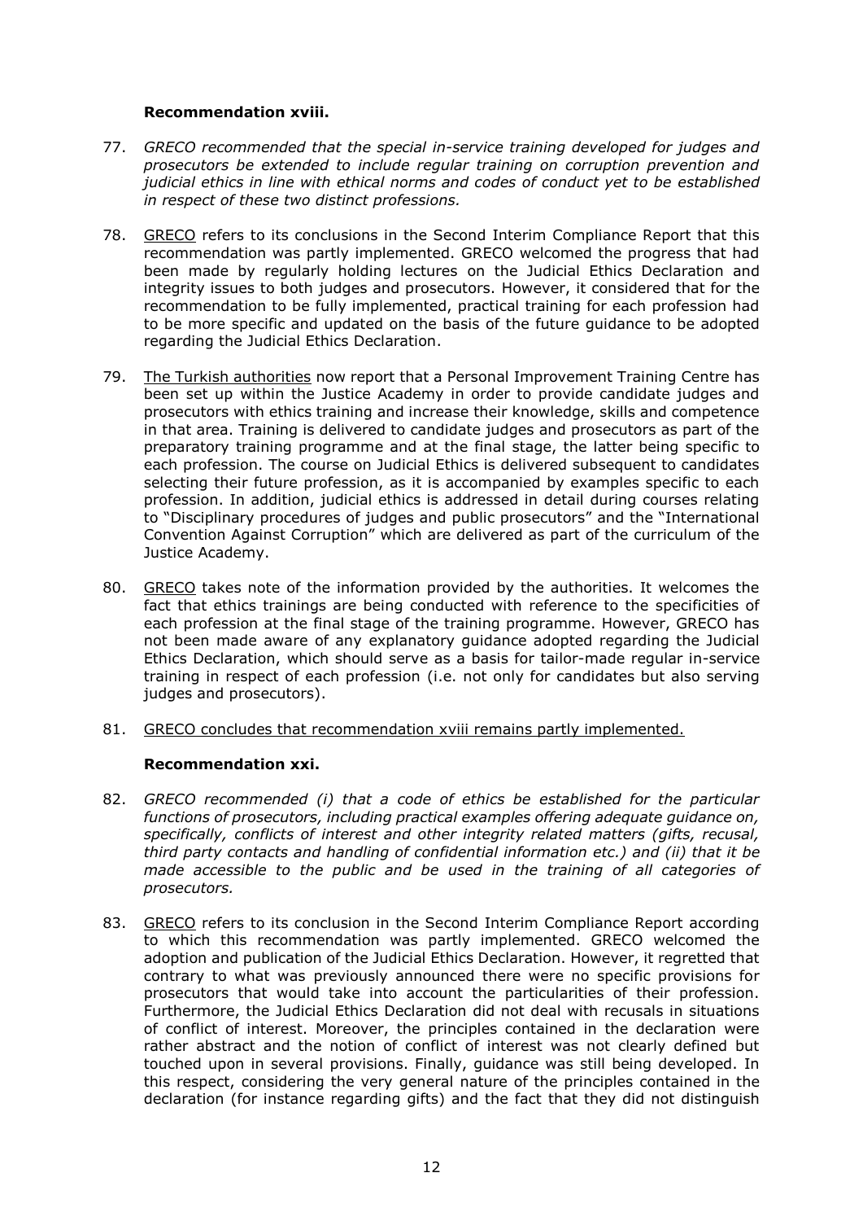**Recommendation xviii.**

77. *GRECO recommended that the special in-service training developed for judges and prosecutors be extended to include regular training on corruption prevention and judicial ethics in line with ethical norms and codes of conduct yet to be established in respect of these two distinct professions.*

78. GRECO refers to its conclusions in the Second Interim Compliance Report that this recommendation was partly implemented. GRECO welcomed the progress that had been made by regularly holding lectures on the Judicial Ethics Declaration and integrity issues to both judges and prosecutors. However, it considered that for the recommendation to be fully implemented, practical training for each profession had to be more specific and updated on the basis of the future guidance to be adopted regarding the Judicial Ethics Declaration.

79. The Turkish authorities now report that a Personal Improvement Training Centre has been set up within the Justice Academy in order to provide candidate judges and prosecutors with ethics training and increase their knowledge, skills and competence in that area. Training is delivered to candidate judges and prosecutors as part of the preparatory training programme and at the final stage, the latter being specific to each profession. The course on Judicial Ethics is delivered subsequent to candidates selecting their future profession, as it is accompanied by examples specific to each profession. In addition, judicial ethics is addressed in detail during courses relating to "Disciplinary procedures of judges and public prosecutors" and the "International Convention Against Corruption" which are delivered as part of the curriculum of the Justice Academy.

80. GRECO takes note of the information provided by the authorities. It welcomes the fact that ethics trainings are being conducted with reference to the specificities of each profession at the final stage of the training programme. However, GRECO has not been made aware of any explanatory guidance adopted regarding the Judicial Ethics Declaration, which should serve as a basis for tailor-made regular in-service training in respect of each profession (i.e. not only for candidates but also serving judges and prosecutors).

81. GRECO concludes that recommendation xviii remains partly implemented.

**Recommendation xxi.**

82. *GRECO recommended (i) that a code of ethics be established for the particular functions of prosecutors, including practical examples offering adequate guidance on, specifically, conflicts of interest and other integrity related matters (gifts, recusal, third party contacts and handling of confidential information etc.) and (ii) that it be made accessible to the public and be used in the training of all categories of prosecutors.*

83. GRECO refers to its conclusion in the Second Interim Compliance Report according to which this recommendation was partly implemented. GRECO welcomed the adoption and publication of the Judicial Ethics Declaration. However, it regretted that contrary to what was previously announced there were no specific provisions for prosecutors that would take into account the particularities of their profession. Furthermore, the Judicial Ethics Declaration did not deal with recusals in situations of conflict of interest. Moreover, the principles contained in the declaration were rather abstract and the notion of conflict of interest was not clearly defined but touched upon in several provisions. Finally, guidance was still being developed. In this respect, considering the very general nature of the principles contained in the declaration (for instance regarding gifts) and the fact that they did not distinguish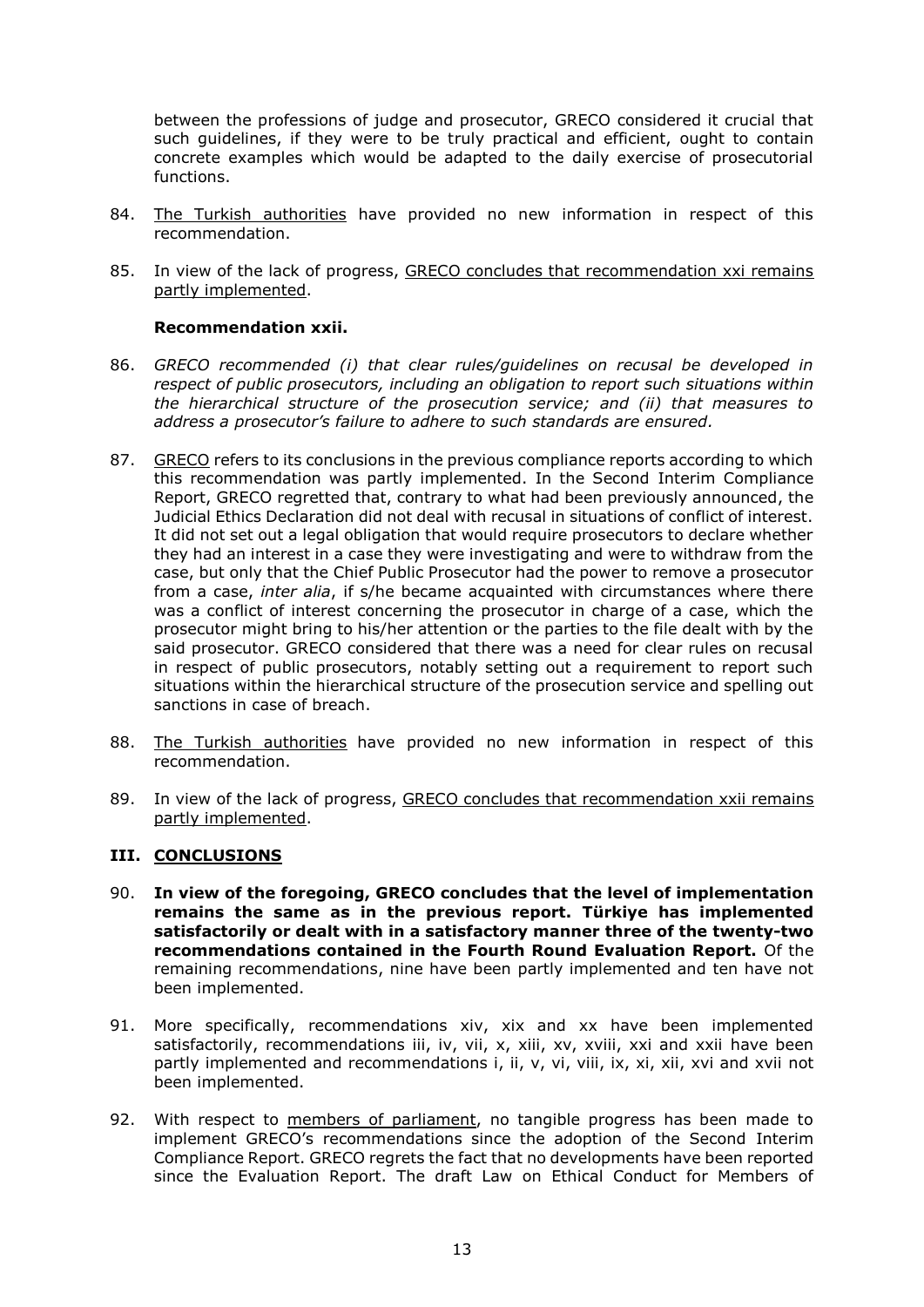between the professions of judge and prosecutor, GRECO considered it crucial that such guidelines, if they were to be truly practical and efficient, ought to contain concrete examples which would be adapted to the daily exercise of prosecutorial functions.

84. The Turkish authorities have provided no new information in respect of this recommendation.

85. In view of the lack of progress, GRECO concludes that recommendation xxi remains partly implemented.

**Recommendation xxii.**

86. *GRECO recommended (i) that clear rules/guidelines on recusal be developed in respect of public prosecutors, including an obligation to report such situations within the hierarchical structure of the prosecution service; and (ii) that measures to address a prosecutor's failure to adhere to such standards are ensured.*

87. GRECO refers to its conclusions in the previous compliance reports according to which this recommendation was partly implemented. In the Second Interim Compliance Report, GRECO regretted that, contrary to what had been previously announced, the Judicial Ethics Declaration did not deal with recusal in situations of conflict of interest. It did not set out a legal obligation that would require prosecutors to declare whether they had an interest in a case they were investigating and were to withdraw from the case, but only that the Chief Public Prosecutor had the power to remove a prosecutor from a case, *inter alia*, if s/he became acquainted with circumstances where there was a conflict of interest concerning the prosecutor in charge of a case, which the prosecutor might bring to his/her attention or the parties to the file dealt with by the said prosecutor. GRECO considered that there was a need for clear rules on recusal in respect of public prosecutors, notably setting out a requirement to report such situations within the hierarchical structure of the prosecution service and spelling out sanctions in case of breach.

88. The Turkish authorities have provided no new information in respect of this recommendation.

89. In view of the lack of progress, GRECO concludes that recommendation xxii remains partly implemented.

## III. CONCLUSIONS

90. **In view of the foregoing, GRECO concludes that the level of implementation remains the same as in the previous report. Türkiye has implemented satisfactorily or dealt with in a satisfactory manner three of the twenty-two recommendations contained in the Fourth Round Evaluation Report.** Of the remaining recommendations, nine have been partly implemented and ten have not been implemented.

91. More specifically, recommendations xiv, xix and xx have been implemented satisfactorily, recommendations iii, iv, vii, x, xiii, xv, xviii, xxi and xxii have been partly implemented and recommendations i, ii, v, vi, viii, ix, xi, xii, xvi and xvii not been implemented.

92. With respect to members of parliament, no tangible progress has been made to implement GRECO's recommendations since the adoption of the Second Interim Compliance Report. GRECO regrets the fact that no developments have been reported since the Evaluation Report. The draft Law on Ethical Conduct for Members of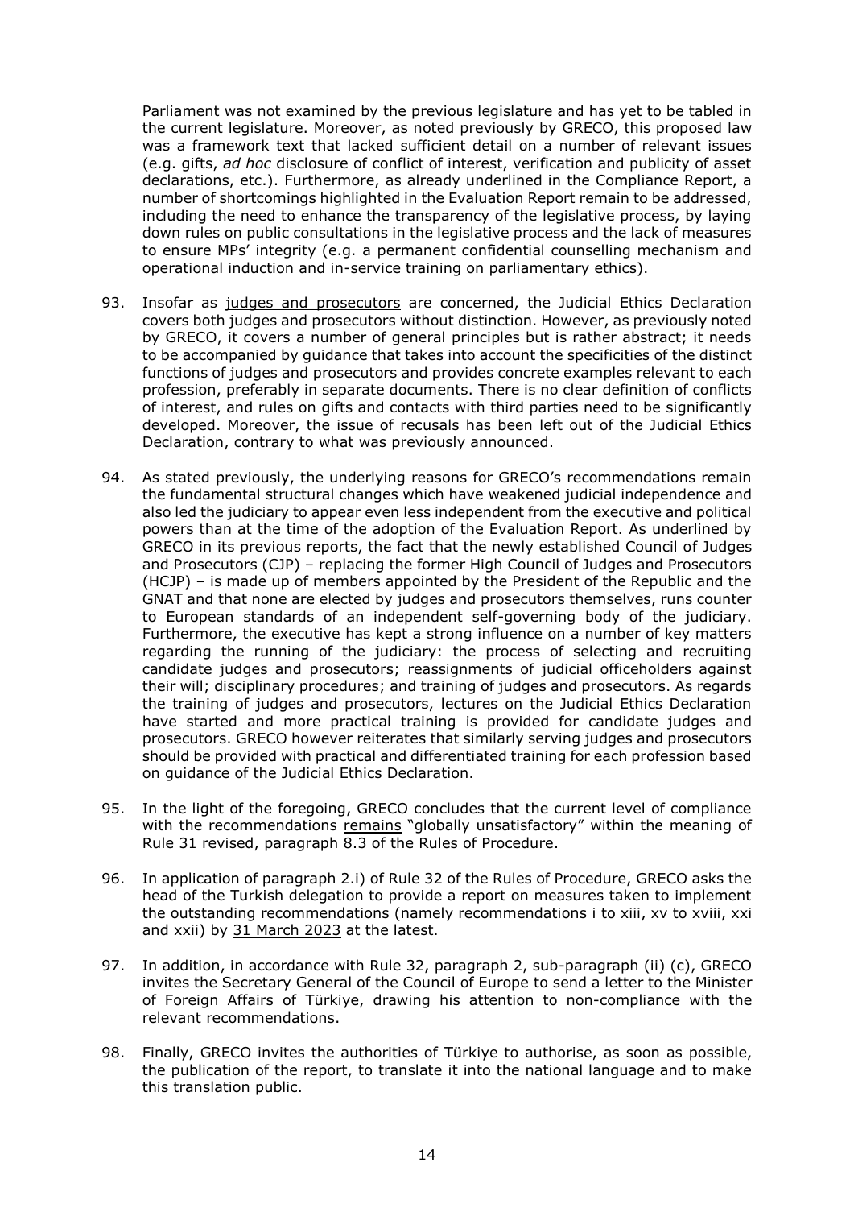Parliament was not examined by the previous legislature and has yet to be tabled in the current legislature. Moreover, as noted previously by GRECO, this proposed law was a framework text that lacked sufficient detail on a number of relevant issues (e.g. gifts, *ad hoc* disclosure of conflict of interest, verification and publicity of asset declarations, etc.). Furthermore, as already underlined in the Compliance Report, a number of shortcomings highlighted in the Evaluation Report remain to be addressed, including the need to enhance the transparency of the legislative process, by laying down rules on public consultations in the legislative process and the lack of measures to ensure MPs' integrity (e.g. a permanent confidential counselling mechanism and operational induction and in-service training on parliamentary ethics).

93. Insofar as <u>judges and prosecutors</u> are concerned, the Judicial Ethics Declaration covers both judges and prosecutors without distinction. However, as previously noted by GRECO, it covers a number of general principles but is rather abstract; it needs to be accompanied by guidance that takes into account the specificities of the distinct functions of judges and prosecutors and provides concrete examples relevant to each profession, preferably in separate documents. There is no clear definition of conflicts of interest, and rules on gifts and contacts with third parties need to be significantly developed. Moreover, the issue of recusals has been left out of the Judicial Ethics Declaration, contrary to what was previously announced.

94. As stated previously, the underlying reasons for GRECO's recommendations remain the fundamental structural changes which have weakened judicial independence and also led the judiciary to appear even less independent from the executive and political powers than at the time of the adoption of the Evaluation Report. As underlined by GRECO in its previous reports, the fact that the newly established Council of Judges and Prosecutors (CJP) – replacing the former High Council of Judges and Prosecutors (HCJP) – is made up of members appointed by the President of the Republic and the GNAT and that none are elected by judges and prosecutors themselves, runs counter to European standards of an independent self-governing body of the judiciary. Furthermore, the executive has kept a strong influence on a number of key matters regarding the running of the judiciary: the process of selecting and recruiting candidate judges and prosecutors; reassignments of judicial officeholders against their will; disciplinary procedures; and training of judges and prosecutors. As regards the training of judges and prosecutors, lectures on the Judicial Ethics Declaration have started and more practical training is provided for candidate judges and prosecutors. GRECO however reiterates that similarly serving judges and prosecutors should be provided with practical and differentiated training for each profession based on guidance of the Judicial Ethics Declaration.

95. In the light of the foregoing, GRECO concludes that the current level of compliance with the recommendations <u>remains</u> "globally unsatisfactory" within the meaning of Rule 31 revised, paragraph 8.3 of the Rules of Procedure.

96. In application of paragraph 2.i) of Rule 32 of the Rules of Procedure, GRECO asks the head of the Turkish delegation to provide a report on measures taken to implement the outstanding recommendations (namely recommendations i to xiii, xv to xviii, xxi and xxii) by <u>31 March 2023</u> at the latest.

97. In addition, in accordance with Rule 32, paragraph 2, sub-paragraph (ii) (c), GRECO invites the Secretary General of the Council of Europe to send a letter to the Minister of Foreign Affairs of Türkiye, drawing his attention to non-compliance with the relevant recommendations.

98. Finally, GRECO invites the authorities of Türkiye to authorise, as soon as possible, the publication of the report, to translate it into the national language and to make this translation public.